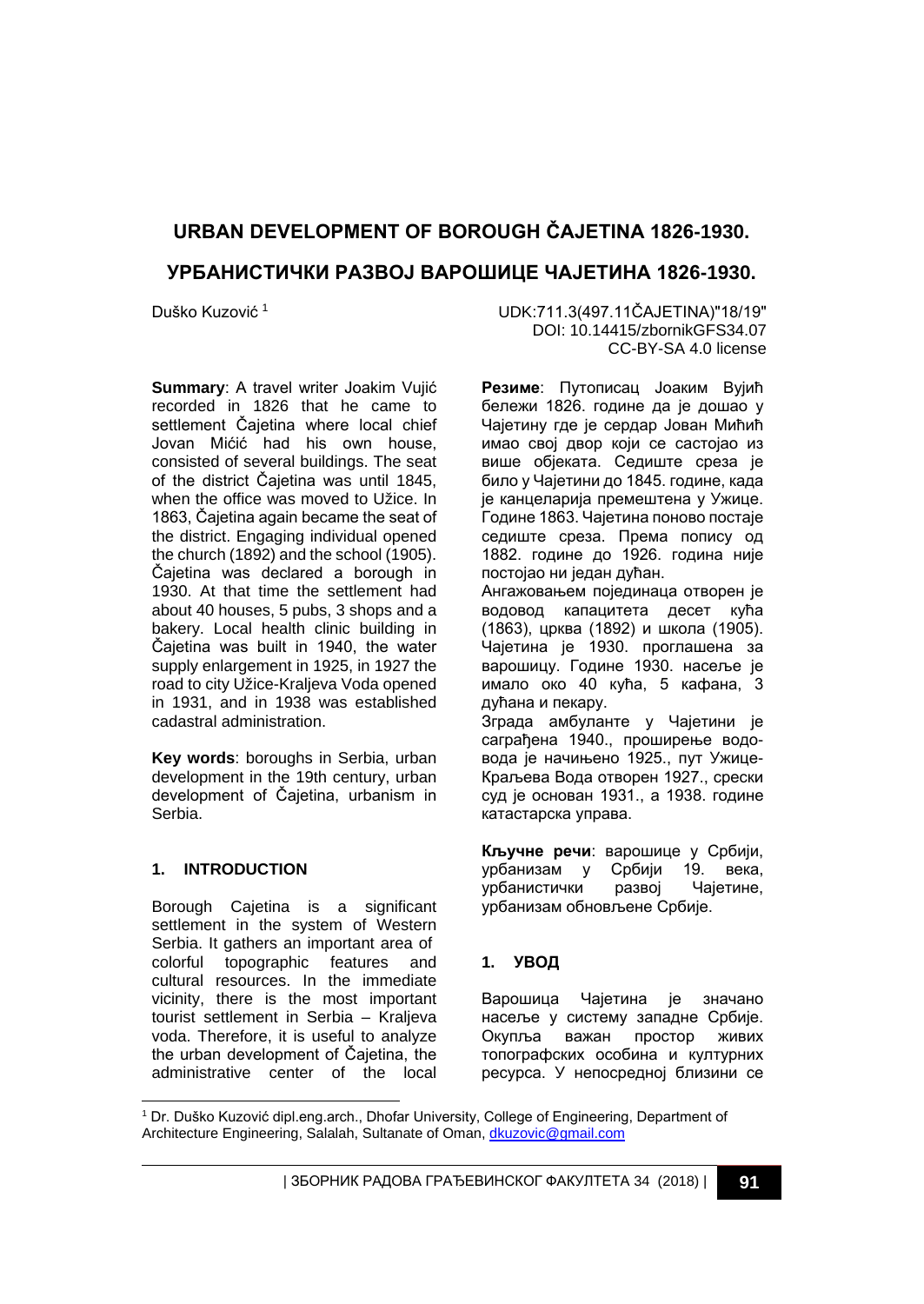# URBAN DEVELOPMENT OF BOROUGH ČAJETINA 1826-1930.

# УРБАНИСТИЧКИ РАЗВОЈ ВАРОШИЦЕ ЧАЈЕТИНА 1826-1930.

Duško Kuzović [1]

UDK:711.3(497.11ČAJETINA)"18/19"
DOI: 10.14415/zbornikGFS34.07
CC-BY-SA 4.0 license

**Summary**: A travel writer Joakim Vujić recorded in 1826 that he came to settlement Čajetina where local chief Jovan Mićić had his own house, consisted of several buildings. The seat of the district Čajetina was until 1845, when the office was moved to Užice. In 1863, Čajetina again became the seat of the district. Engaging individual opened the church (1892) and the school (1905). Čajetina was declared a borough in 1930. At that time the settlement had about 40 houses, 5 pubs, 3 shops and a bakery. Local health clinic building in Čajetina was built in 1940, the water supply enlargement in 1925, in 1927 the road to city Užice-Kraljeva Voda opened in 1931, and in 1938 was established cadastral administration.

**Key words**: boroughs in Serbia, urban development in the 19th century, urban development of Čajetina, urbanism in Serbia.

## 1. INTRODUCTION

Borough Cajetina is a significant settlement in the system of Western Serbia. It gathers an important area of colorful topographic features and cultural resources. In the immediate vicinity, there is the most important tourist settlement in Serbia – Kraljeva voda. Therefore, it is useful to analyze the urban development of Čajetina, the administrative center of the local

**Резиме**: Путописац Јоаким Вујић бележи 1826. године да је дошао у Чајетину где је сердар Јован Мићић имао свој двор који се састојао из више објеката. Седиште среза је било у Чајетини до 1845. године, када је канцеларија премештена у Ужице. Године 1863. Чајетина поново постаје седиште среза. Према попису од 1882. године до 1926. година није постојао ни један дућан.
Ангажовањем појединаца отворен је водовод капацитета десет кућа (1863), црква (1892) и школа (1905). Чајетина је 1930. проглашена за варошицу. Године 1930. насеље је имало око 40 кућа, 5 кафана, 3 дућана и пекару.
Зграда амбуланте у Чајетини је саграђена 1940., проширење водовода је начињено 1925., пут Ужице-Краљева Вода отворен 1927., срески суд је основан 1931., а 1938. године катастарска управа.

**Кључне речи**: варошице у Србији, урбанизам у Србији 19. века, урбанистички развој Чајетине, урбанизам обновљене Србије.

## 1. УВОД

Варошица Чајетина је значано насеље у систему западне Србије. Окупља важан простор живих топографских особина и културних ресурса. У непосредној близини се

---

[1] Dr. Duško Kuzović dipl.eng.arch., Dhofar University, College of Engineering, Department of Architecture Engineering, Salalah, Sultanate of Oman, dkuzovic@gmail.com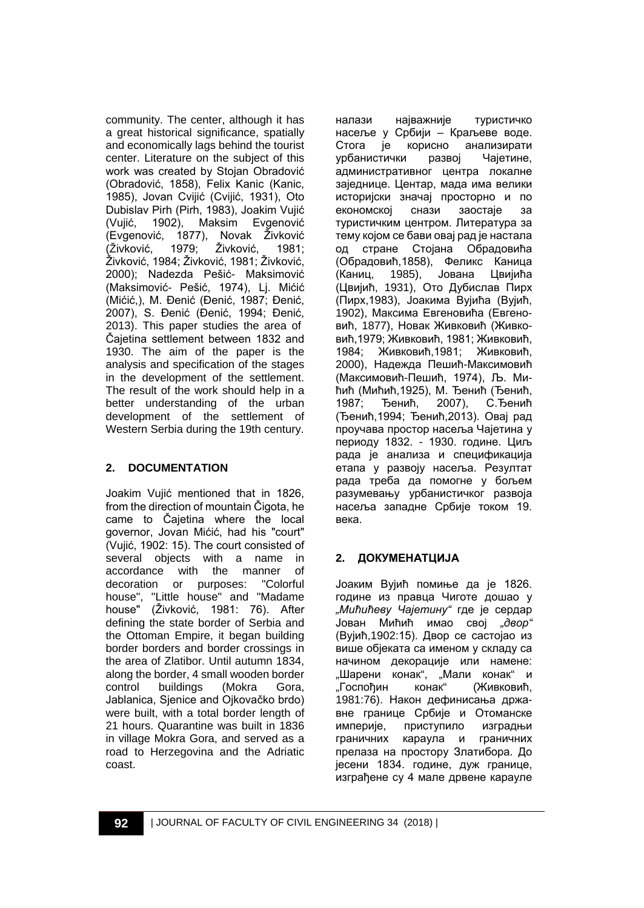community. The center, although it has a great historical significance, spatially and economically lags behind the tourist center. Literature on the subject of this work was created by Stojan Obradović (Obradović, 1858), Felix Kanic (Kanic, 1985), Jovan Cvijić (Cvijić, 1931), Oto Dubislav Pirh (Pirh, 1983), Joakim Vujić (Vujić, 1902), Maksim Evgenović (Evgenović, 1877), Novak Živković (Živković, 1979; Živković, 1981; Živković, 1984; Živković, 1981; Živković, 2000); Nadezda Pešić- Maksimović (Maksimović- Pešić, 1974), Lj. Mićić (Mićić,), M. Đenić (Đenić, 1987; Đenić, 2007), S. Đenić (Đenić, 1994; Đenić, 2013). This paper studies the area of Čajetina settlement between 1832 and 1930. The aim of the paper is the analysis and specification of the stages in the development of the settlement. The result of the work should help in a better understanding of the urban development of the settlement of Western Serbia during the 19th century.

## 2. DOCUMENTATION

Joakim Vujić mentioned that in 1826, from the direction of mountain Čigota, he came to Čajetina where the local governor, Jovan Mićić, had his "court" (Vujić, 1902: 15). The court consisted of several objects with a name in accordance with the manner of decoration or purposes: "Colorful house", "Little house" and "Madame house" (Živković, 1981: 76). After defining the state border of Serbia and the Ottoman Empire, it began building border borders and border crossings in the area of Zlatibor. Until autumn 1834, along the border, 4 small wooden border control buildings (Mokra Gora, Jablanica, Sjenice and Ojkovačko brdo) were built, with a total border length of 21 hours. Quarantine was built in 1836 in village Mokra Gora, and served as a road to Herzegovina and the Adriatic coast.

налази најважније туристичко насеље у Србији – Краљеве воде. Стога је корисно анализирати урбанистички развој Чајетине, административног центра локалне заједнице. Центар, мада има велики историјски значај просторно и по економској снази заостаје за туристичким центром. Литература за тему којом се бави овај рад је настала од стране Стојана Обрадовића (Обрадовић,1858), Феликс Каница (Каниц, 1985), Јована Цвијића (Цвијић, 1931), Ото Дубислав Пирх (Пирх,1983), Јоакима Вујића (Вујић, 1902), Максима Евгеновића (Евгеновић, 1877), Новак Живковић (Живковић,1979; Живковић, 1981; Живковић, 1984; Живковић,1981; Живковић, 2000), Надежда Пешић-Максимовић (Максимовић-Пешић, 1974), Љ. Мићић (Мићић,1925), М. Ђенић (Ђенић, 1987; Ђенић, 2007), С.Ђенић (Ђенић,1994; Ђенић,2013). Овај рад проучава простор насеља Чајетина у периоду 1832. - 1930. године. Циљ рада је анализа и спецификација етапа у развоју насеља. Резултат рада треба да помогне у бољем разумевању урбанистичког развоја насеља западне Србије током 19. века.

## 2. ДОКУМЕНАТЦИЈА

Јоаким Вујић помиње да је 1826. године из правца Чиготе дошао у *„Мићићеву Чајетину"* где је сердар Јован Мићић имао свој *„двор"* (Вујић,1902:15). Двор се састојао из више објеката са именом у складу са начином декорације или намене: „Шарени конак", „Мали конак" и „Госпођин конак" (Живковић, 1981:76). Након дефинисања државне границе Србије и Отоманске империје, приступило изградњи граничних караула и граничних прелаза на простору Златибора. До јесени 1834. године, дуж границе, изграђене су 4 мале дрвене карауле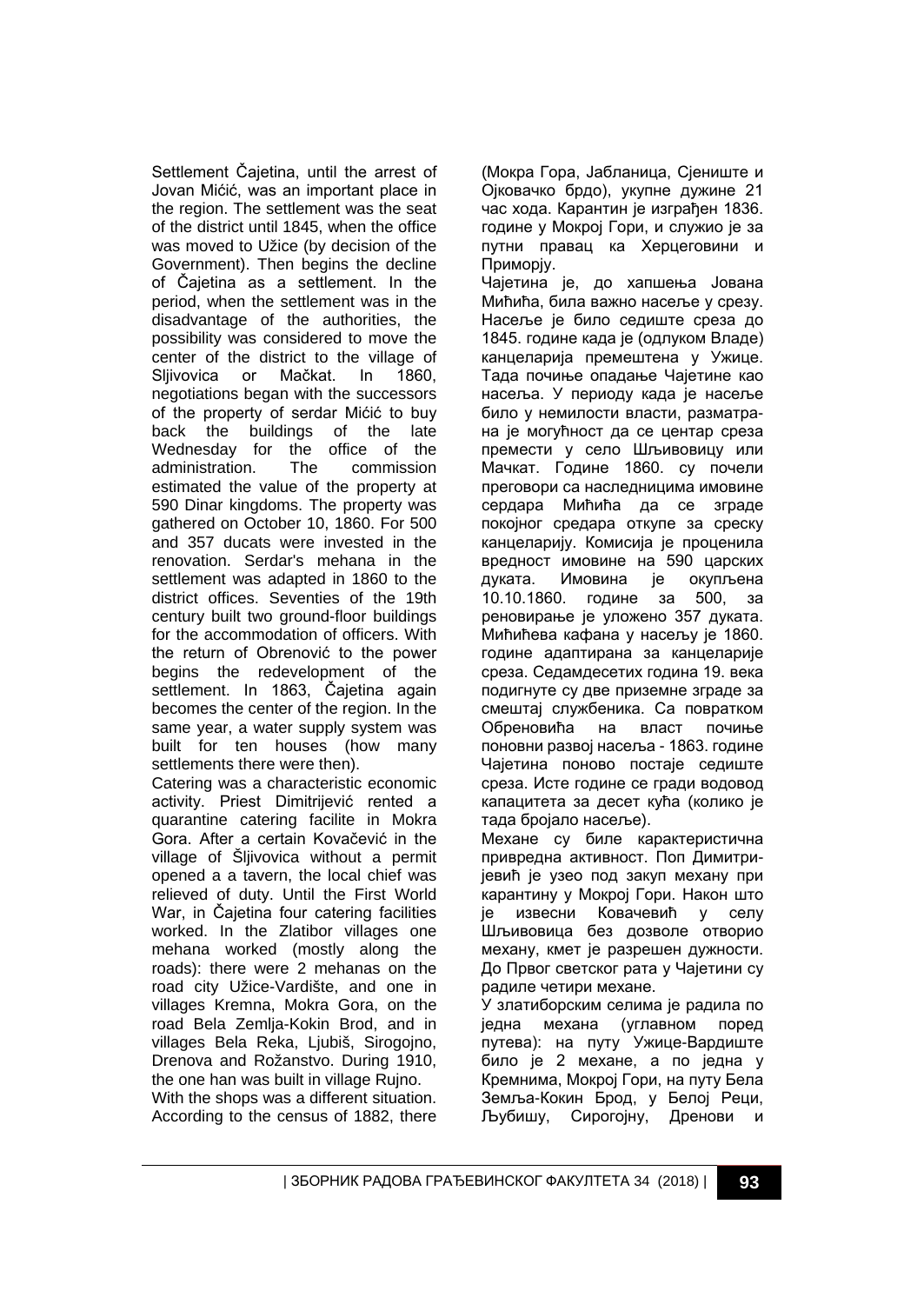Settlement Čajetina, until the arrest of Jovan Mićić, was an important place in the region. The settlement was the seat of the district until 1845, when the office was moved to Užice (by decision of the Government). Then begins the decline of Čajetina as a settlement. In the period, when the settlement was in the disadvantage of the authorities, the possibility was considered to move the center of the district to the village of Sljivovica or Mačkat. In 1860, negotiations began with the successors of the property of serdar Mićić to buy back the buildings of the late Wednesday for the office of the administration. The commission estimated the value of the property at 590 Dinar kingdoms. The property was gathered on October 10, 1860. For 500 and 357 ducats were invested in the renovation. Serdar's mehana in the settlement was adapted in 1860 to the district offices. Seventies of the 19th century built two ground-floor buildings for the accommodation of officers. With the return of Obrenović to the power begins the redevelopment of the settlement. In 1863, Čajetina again becomes the center of the region. In the same year, a water supply system was built for ten houses (how many settlements there were then).

Catering was a characteristic economic activity. Priest Dimitrijević rented a quarantine catering facilite in Mokra Gora. After a certain Kovačević in the village of Šljivovica without a permit opened a a tavern, the local chief was relieved of duty. Until the First World War, in Čajetina four catering facilities worked. In the Zlatibor villages one mehana worked (mostly along the roads): there were 2 mehanas on the road city Užice-Vardište, and one in villages Kremna, Mokra Gora, on the road Bela Zemlja-Kokin Brod, and in villages Bela Reka, Ljubiš, Sirogojno, Drenova and Rožanstvo. During 1910, the one han was built in village Rujno.

With the shops was a different situation. According to the census of 1882, there

(Мокра Гора, Јабланица, Сјениште и Ојковачко брдо), укупне дужине 21 час хода. Карантин је изграђен 1836. године у Мокрој Гори, и служио је за путни правац ка Херцеговини и Приморју.

Чајетина је, до хапшења Јована Мићића, била важно насеље у срезу. Насеље је било седиште среза до 1845. године када је (одлуком Владе) канцеларија премештена у Ужице. Тада почиње опадање Чајетине као насеља. У периоду када је насеље било у немилости власти, разматрана је могућност да се центар среза премести у село Шљивовицу или Мачкат. Године 1860. су почели преговори са наследницима имовине сердара Мићића да се зграде покојног средара откупе за срескu канцеларију. Комисија је проценила вредност имовине на 590 царских дуката. Имовина је окупљена 10.10.1860. године за 500, за реновирање је уложено 357 дуката. Мићићева кафана у насељу је 1860. године адаптирана за канцеларије среза. Седамдесетих година 19. века подигнуте су две приземне зграде за смештај службеника. Са повратком Обреновића на власт почиње поновни развој насеља - 1863. године Чајетина поново постаје седиште среза. Исте године се гради водовод капацитета за десет кућа (колико је тада бројало насеље).

Механе су биле карактеристична привредна активност. Поп Димитријевић је узео под закуп механу при карантину у Мокрој Гори. Након што је извесни Ковачевић у селу Шљивовица без дозволе отворио механу, кмет је разрешен дужности. До Првог светског рата у Чајетини су радиле четири механе.

У златиборским селима је радила по једна механа (углавном поред путева): на путу Ужице-Вардиште било је 2 механе, а по једна у Кремнима, Мокрој Гори, на путу Бела Земља-Кокин Брод, у Белој Реци, Љубишу, Сирогојну, Дренови и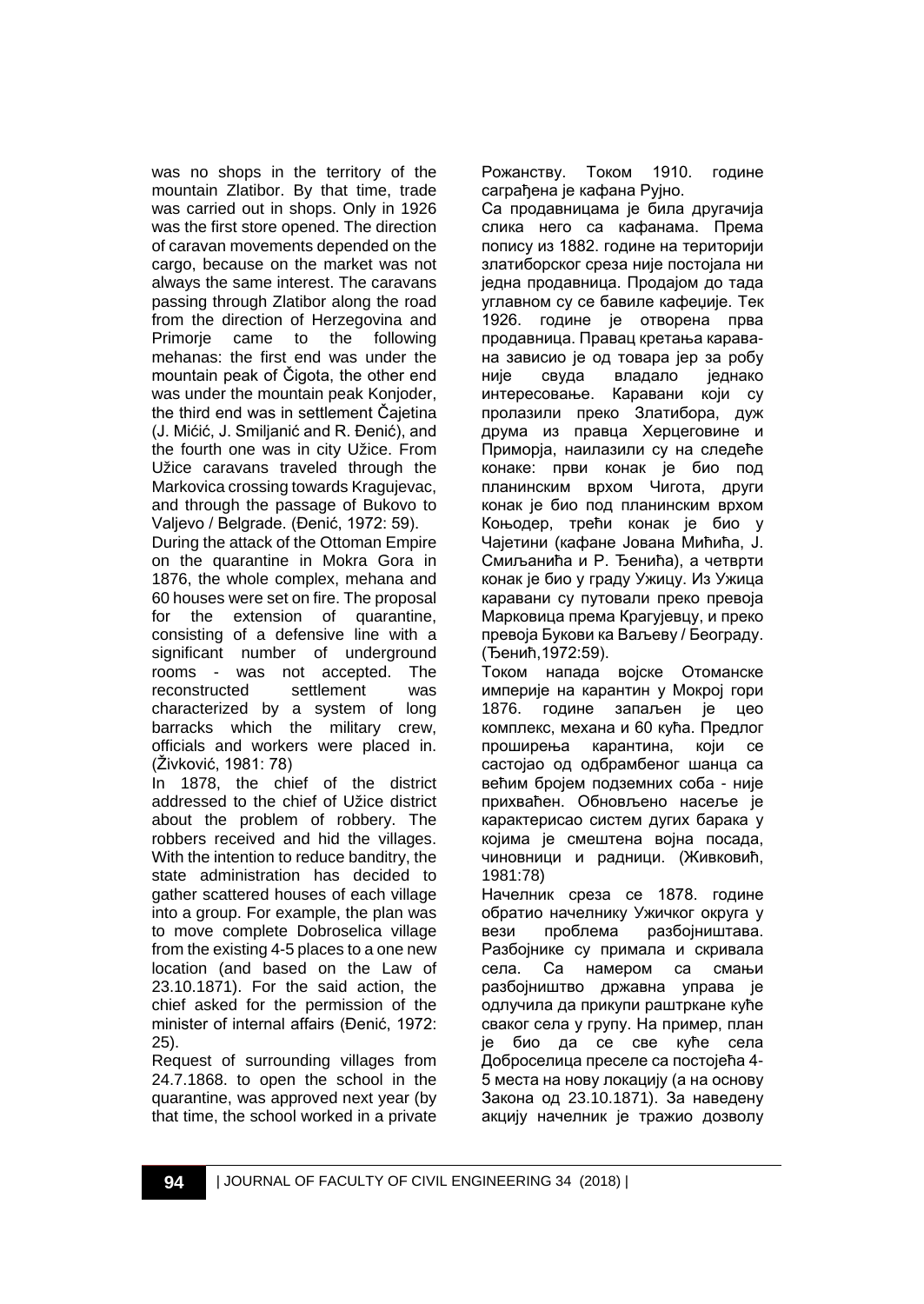was no shops in the territory of the mountain Zlatibor. By that time, trade was carried out in shops. Only in 1926 was the first store opened. The direction of caravan movements depended on the cargo, because on the market was not always the same interest. The caravans passing through Zlatibor along the road from the direction of Herzegovina and Primorje came to the following mehanas: the first end was under the mountain peak of Čigota, the other end was under the mountain peak Konjoder, the third end was in settlement Čajetina (J. Mićić, J. Smiljanić and R. Đenić), and the fourth one was in city Užice. From Užice caravans traveled through the Markovica crossing towards Kragujevac, and through the passage of Bukovo to Valjevo / Belgrade. (Đenić, 1972: 59).

During the attack of the Ottoman Empire on the quarantine in Mokra Gora in 1876, the whole complex, mehana and 60 houses were set on fire. The proposal for the extension of quarantine, consisting of a defensive line with a significant number of underground rooms - was not accepted. The reconstructed settlement was characterized by a system of long barracks which the military crew, officials and workers were placed in. (Živković, 1981: 78)

In 1878, the chief of the district addressed to the chief of Užice district about the problem of robbery. The robbers received and hid the villages. With the intention to reduce banditry, the state administration has decided to gather scattered houses of each village into a group. For example, the plan was to move complete Dobroselica village from the existing 4-5 places to a one new location (and based on the Law of 23.10.1871). For the said action, the chief asked for the permission of the minister of internal affairs (Đenić, 1972: 25).

Request of surrounding villages from 24.7.1868. to open the school in the quarantine, was approved next year (by that time, the school worked in a private

Рожанству. Током 1910. године саграђена је кафана Рујно.

Са продавницама је била другачија слика него са кафанама. Према попису из 1882. године на територији златиборског среза није постојала ни једна продавница. Продајом до тада углавном су се бавиле кафеџије. Тек 1926. године је отворена прва продавница. Правац кретања каравана зависио је од товара јер за робу није свуда владало једнако интересовање. Каравани који су пролазили преко Златибора, дуж друма из правца Херцеговине и Приморја, наилазили су на следеће конаке: први конак је био под планинским врхом Чигота, други конак је био под планинским врхом Коњодер, трећи конак је био у Чајетини (кафане Јована Мићића, Ј. Смиљанића и Р. Ђенића), а четврти конак је био у граду Ужицу. Из Ужица каравани су путовали преко превоја Марковица према Крагујевцу, и преко превоја Букови ка Ваљеву / Београду. (Ђенић,1972:59).

Током напада војске Отоманске империје на карантин у Мокрој гори 1876. године запаљен је цео комплекс, механа и 60 кућа. Предлог проширења карантина, који се састојао од одбрамбеног шанца са већим бројем подземних соба - није прихваћен. Обновљено насеље је карактерисао систем дугих барака у којима је смештена војна посада, чиновници и радници. (Живковић, 1981:78)

Начелник среза се 1878. године обратио начелнику Ужичког округа у вези проблема разбојништава. Разбојнике су примала и скривала села. Са намером са смањи разбојништво државна управа је одлучила да прикупи раштркане куће сваког села у групу. На пример, план је био да се све куће села Доброселица преселе са постојећа 4-5 места на нову локацију (а на основу Закона од 23.10.1871). За наведену акцију начелник је тражио дозволу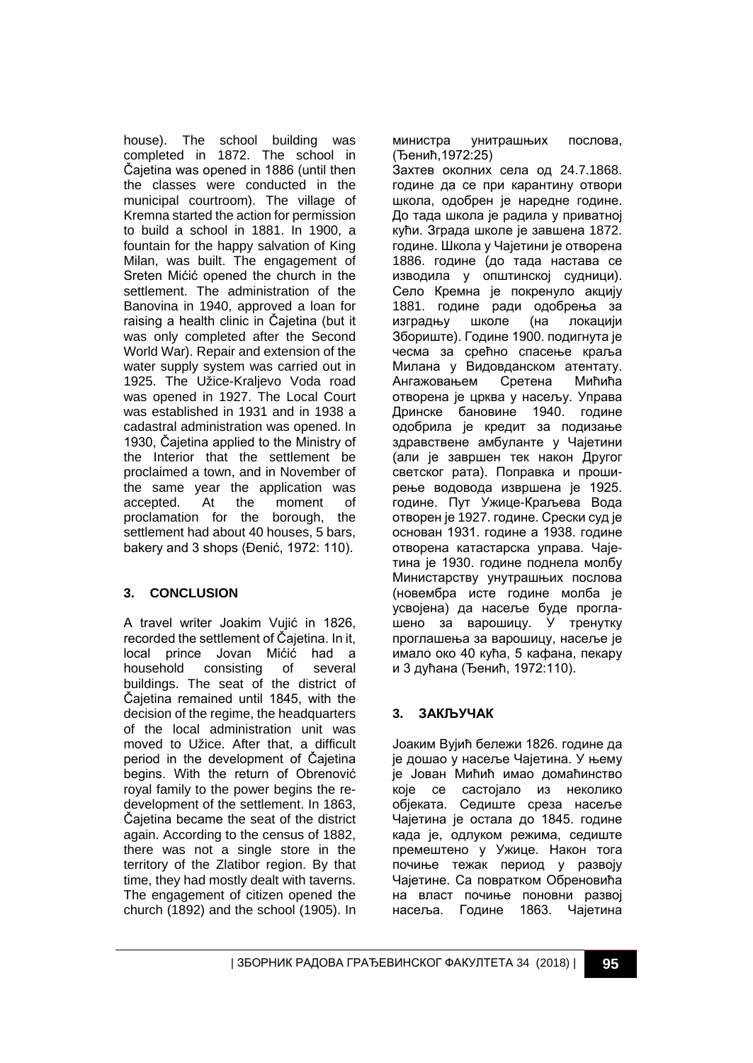house). The school building was completed in 1872. The school in Čajetina was opened in 1886 (until then the classes were conducted in the municipal courtroom). The village of Kremna started the action for permission to build a school in 1881. In 1900, a fountain for the happy salvation of King Milan, was built. The engagement of Sreten Mićić opened the church in the settlement. The administration of the Banovina in 1940, approved a loan for raising a health clinic in Čajetina (but it was only completed after the Second World War). Repair and extension of the water supply system was carried out in 1925. The Užice-Kraljevo Voda road was opened in 1927. The Local Court was established in 1931 and in 1938 a cadastral administration was opened. In 1930, Čajetina applied to the Ministry of the Interior that the settlement be proclaimed a town, and in November of the same year the application was accepted. At the moment of proclamation for the borough, the settlement had about 40 houses, 5 bars, bakery and 3 shops (Đenić, 1972: 110).

## 3. CONCLUSION

A travel writer Joakim Vujić in 1826, recorded the settlement of Čajetina. In it, local prince Jovan Mićić had a household consisting of several buildings. The seat of the district of Čajetina remained until 1845, with the decision of the regime, the headquarters of the local administration unit was moved to Užice. After that, a difficult period in the development of Čajetina begins. With the return of Obrenović royal family to the power begins the re-development of the settlement. In 1863, Čajetina became the seat of the district again. According to the census of 1882, there was not a single store in the territory of the Zlatibor region. By that time, they had mostly dealt with taverns. The engagement of citizen opened the church (1892) and the school (1905). In

министра унитрашњих послова, (Ђенић,1972:25)

Захтев околних села од 24.7.1868. године да се при карантину отвори школа, одобрен је наредне године. До тада школа је радила у приватној кући. Зграда школе је завшена 1872. године. Школа у Чајетини је отворена 1886. године (до тада настава се изводила у општинској судници). Село Кремна је покренуло акцију 1881. године ради одобрења за изградњу школе (на локацији Збориште). Године 1900. подигнута је чесма за срећно спасење краља Милана у Видовданском атентату. Ангажовањем Сретена Мићића отворена је црква у насељу. Управа Дринске бановине 1940. године одобрила је кредит за подизање здравствене амбуланте у Чајетини (али је завршен тек након Другог светског рата). Поправка и проширење водовода извршена је 1925. године. Пут Ужице-Краљева Вода отворен је 1927. године. Срески суд је основан 1931. године а 1938. године отворена катастарска управа. Чајетина је 1930. године поднела молбу Министарству унутрашњих послова (новембра исте године молба је усвојена) да насеље буде проглашено за варошицу. У тренутку проглашења за варошицу, насеље је имало око 40 кућа, 5 кафана, пекару и 3 дућана (Ђенић, 1972:110).

## 3. ЗАКЉУЧАК

Јоаким Вујић бележи 1826. године да је дошао у насеље Чајетина. У њему је Јован Мићић имао домаћинство које се састојало из неколико објеката. Седиште среза насеље Чајетина је остала до 1845. године када је, одлуком режима, седиште премештено у Ужице. Након тога почиње тежак период у развоју Чајетине. Са повратком Обреновића на власт почиње поновни развој насеља. Године 1863. Чајетина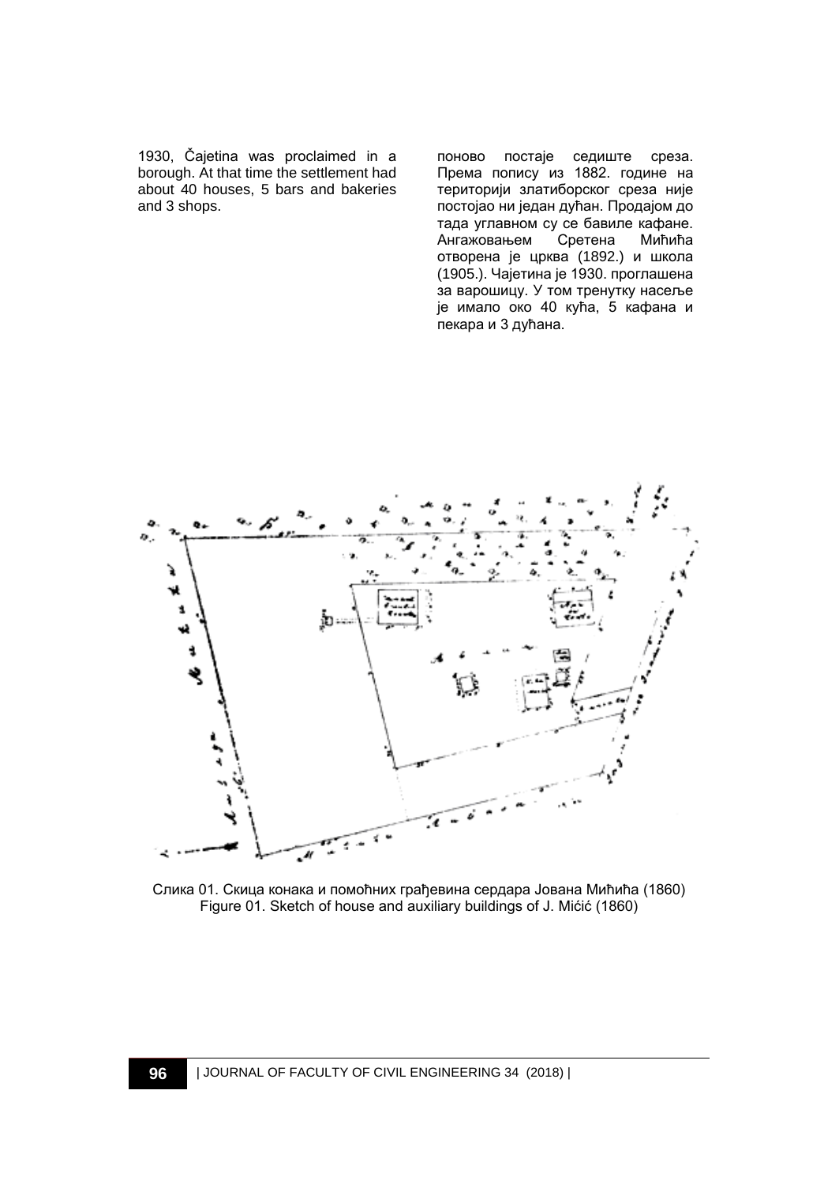1930, Čajetina was proclaimed in a borough. At that time the settlement had about 40 houses, 5 bars and bakeries and 3 shops.

поново постаје седиште среза. Према попису из 1882. године на територији златиборског среза није постојао ни један дућан. Продајом до тада углавном су се бавиле кафане. Ангажовањем Сретена Мићића отворена је црква (1892.) и школа (1905.). Чајетина је 1930. проглашена за варошицу. У том тренутку насеље је имало око 40 кућа, 5 кафана и пекара и 3 дућана.

Слика 01. Скица конака и помоћних грађевина сердара Јована Мићића (1860)
Figure 01. Sketch of house and auxiliary buildings of J. Mićić (1860)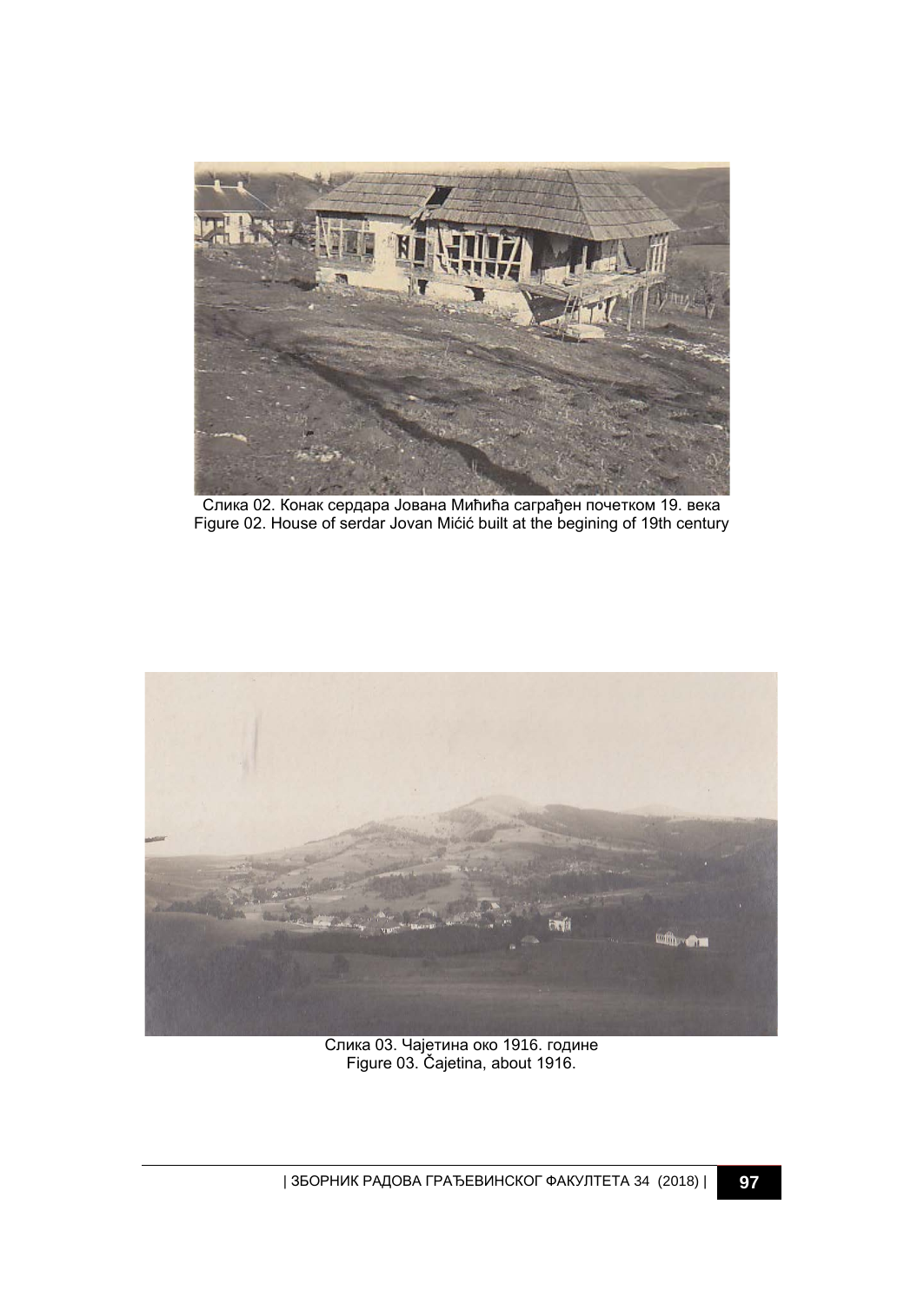Слика 02. Конак сердара Јована Мићића саграђен почетком 19. века
Figure 02. House of serdar Jovan Mićić built at the begining of 19th century

Слика 03. Чајетина око 1916. године
Figure 03. Čajetina, about 1916.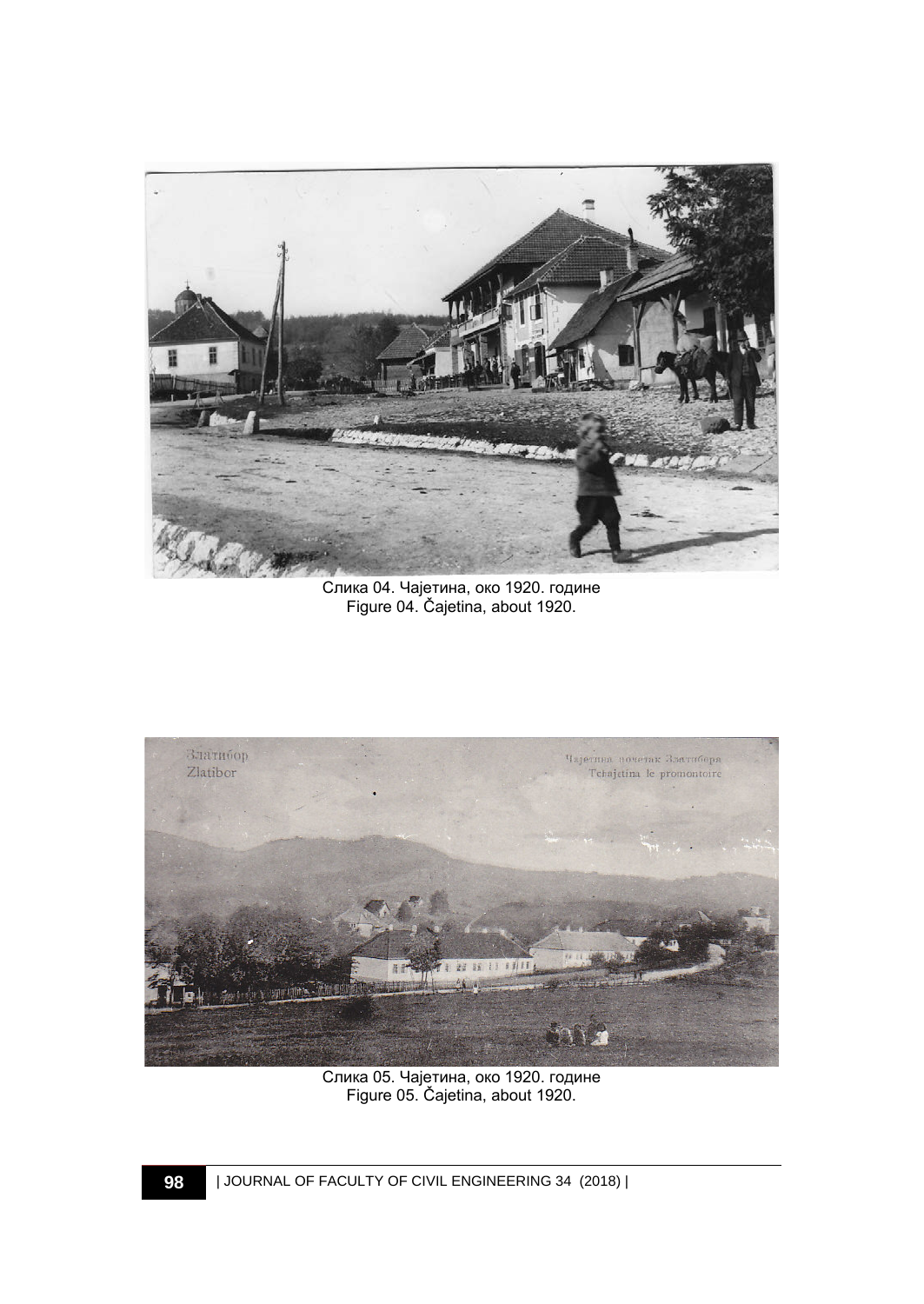Слика 04. Чајетина, око 1920. године
Figure 04. Čajetina, about 1920.

Слика 05. Чајетина, око 1920. године
Figure 05. Čajetina, about 1920.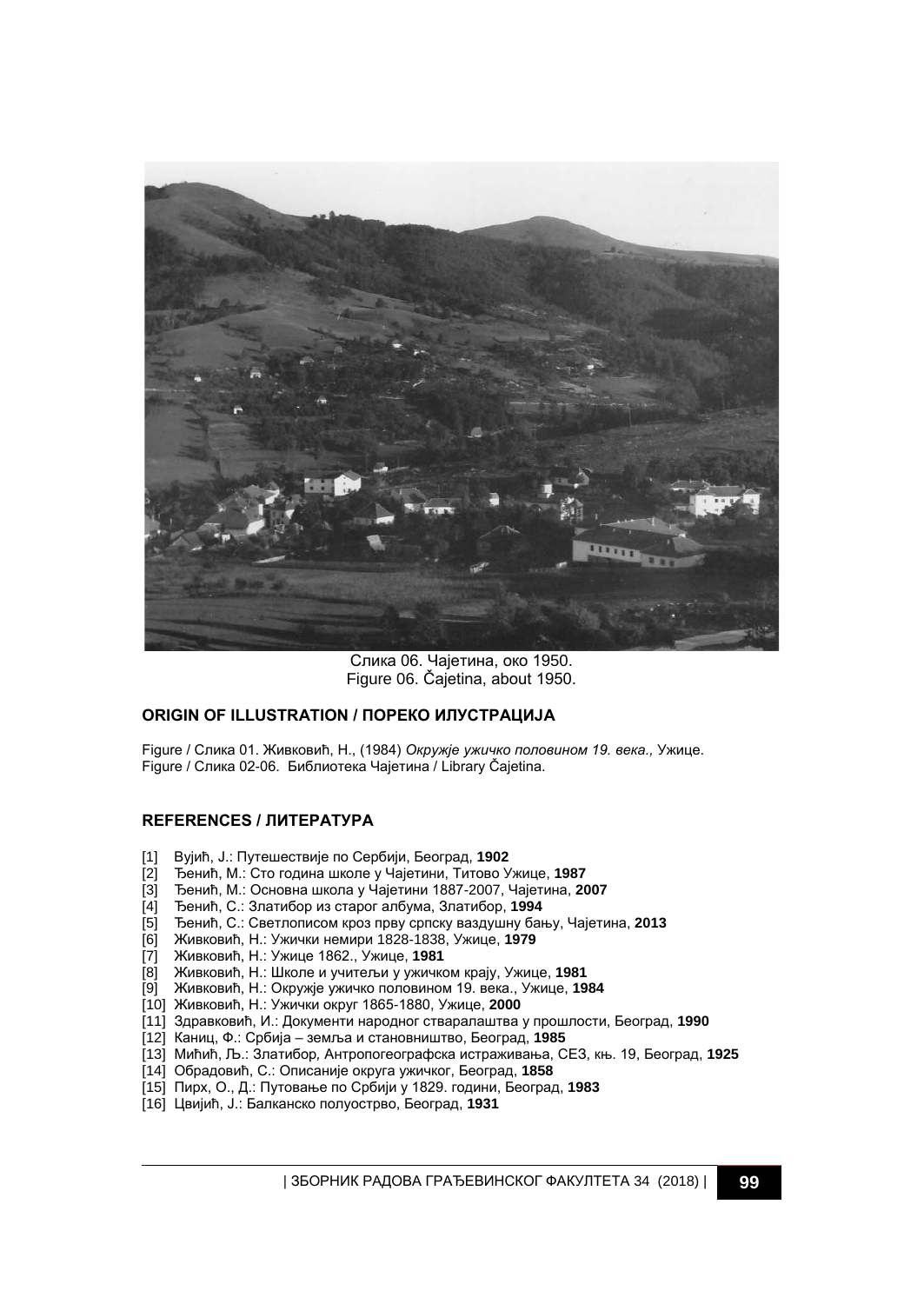Слика 06. Чајетина, око 1950.
Figure 06. Čajetina, about 1950.

## ORIGIN OF ILLUSTRATION / ПОРЕКО ИЛУСТРАЦИЈА

Figure / Слика 01. Живковић, Н., (1984) *Окружје ужичко половином 19. века.,* Ужице.
Figure / Слика 02-06. Библиотека Чајетина / Library Čajetina.

## REFERENCES / ЛИТЕРАТУРА

[1] Вујић, Ј.: Путешествије по Сербији, Београд, **1902**
[2] Ђенић, М.: Сто година школе у Чајетини, Титово Ужице, **1987**
[3] Ђенић, М.: Основна школа у Чајетини 1887-2007, Чајетина, **2007**
[4] Ђенић, С.: Златибор из старог албума, Златибор, **1994**
[5] Ђенић, С.: Светлописом кроз прву српску ваздушну бању, Чајетина, **2013**
[6] Живковић, Н.: Ужички немири 1828-1838, Ужице, **1979**
[7] Живковић, Н.: Ужице 1862., Ужице, **1981**
[8] Живковић, Н.: Школе и учитељи у ужичком крају, Ужице, **1981**
[9] Живковић, Н.: Окружје ужичко половином 19. века., Ужице, **1984**
[10] Живковић, Н.: Ужички округ 1865-1880, Ужице, **2000**
[11] Здравковић, И.: Документи народног стваралаштва у прошлости, Београд, **1990**
[12] Каниц, Ф.: Србија – земља и становништво, Београд, **1985**
[13] Мићић, Љ.: Златибор, Антропогеографска истраживања, СЕЗ, књ. 19, Београд, **1925**
[14] Обрадовић, С.: Описаније округа ужичког, Београд, **1858**
[15] Пирх, О., Д.: Путовање по Србији у 1829. години, Београд, **1983**
[16] Цвијић, Ј.: Балканско полуострво, Београд, **1931**